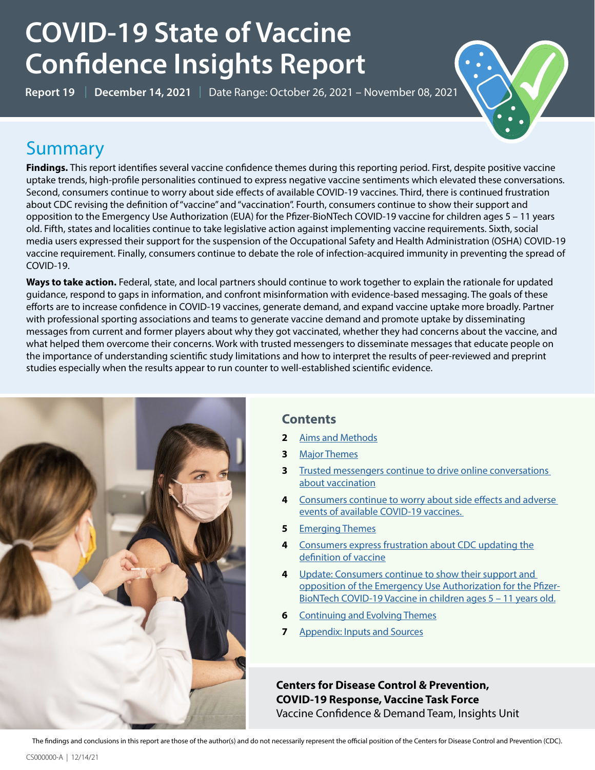# COVID-19 State of Vaccine Confidence Insights Report

**Report 19** | **December 14, 2021** | Date Range: October 26, 2021 – November 08, 2021

## Summary

**Findings.** This report identifies several vaccine confidence themes during this reporting period. First, despite positive vaccine uptake trends, high-profile personalities continued to express negative vaccine sentiments which elevated these conversations. Second, consumers continue to worry about side effects of available COVID-19 vaccines. Third, there is continued frustration about CDC revising the definition of "vaccine" and "vaccination". Fourth, consumers continue to show their support and opposition to the Emergency Use Authorization (EUA) for the Pfizer-BioNTech COVID-19 vaccine for children ages 5 – 11 years old. Fifth, states and localities continue to take legislative action against implementing vaccine requirements. Sixth, social media users expressed their support for the suspension of the Occupational Safety and Health Administration (OSHA) COVID-19 vaccine requirement. Finally, consumers continue to debate the role of infection-acquired immunity in preventing the spread of COVID-19.

**Ways to take action.** Federal, state, and local partners should continue to work together to explain the rationale for updated guidance, respond to gaps in information, and confront misinformation with evidence-based messaging. The goals of these efforts are to increase confidence in COVID-19 vaccines, generate demand, and expand vaccine uptake more broadly. Partner with professional sporting associations and teams to generate vaccine demand and promote uptake by disseminating messages from current and former players about why they got vaccinated, whether they had concerns about the vaccine, and what helped them overcome their concerns. Work with trusted messengers to disseminate messages that educate people on the importance of understanding scientific study limitations and how to interpret the results of peer-reviewed and preprint studies especially when the results appear to run counter to well-established scientific evidence.

## Contents

- **2** Aims and Methods
- **3** Major Themes
- **3** Trusted messengers continue to drive online conversations about vaccination
- **4** Consumers continue to worry about side effects and adverse events of available COVID-19 vaccines.
- **5** Emerging Themes
- **4** Consumers express frustration about CDC updating the definition of vaccine
- **4** Update: Consumers continue to show their support and opposition of the Emergency Use Authorization for the Pfizer-BioNTech COVID-19 Vaccine in children ages 5 – 11 years old.
- **6** Continuing and Evolving Themes
- **7** Appendix: Inputs and Sources

**Centers for Disease Control & Prevention, COVID-19 Response, Vaccine Task Force**
Vaccine Confidence & Demand Team, Insights Unit

The findings and conclusions in this report are those of the author(s) and do not necessarily represent the official position of the Centers for Disease Control and Prevention (CDC).

CS000000-A | 12/14/21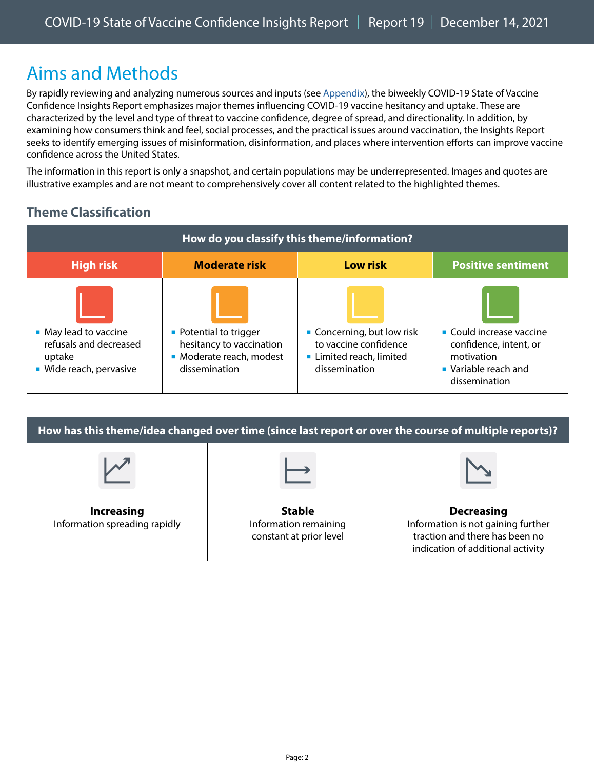# Aims and Methods

By rapidly reviewing and analyzing numerous sources and inputs (see Appendix), the biweekly COVID-19 State of Vaccine Confidence Insights Report emphasizes major themes influencing COVID-19 vaccine hesitancy and uptake. These are characterized by the level and type of threat to vaccine confidence, degree of spread, and directionality. In addition, by examining how consumers think and feel, social processes, and the practical issues around vaccination, the Insights Report seeks to identify emerging issues of misinformation, disinformation, and places where intervention efforts can improve vaccine confidence across the United States.

The information in this report is only a snapshot, and certain populations may be underrepresented. Images and quotes are illustrative examples and are not meant to comprehensively cover all content related to the highlighted themes.

## Theme Classification

**How do you classify this theme/information?**

| High risk | Moderate risk | Low risk | Positive sentiment |
| --- | --- | --- | --- |
| ▪ May lead to vaccine refusals and decreased uptake<br>▪ Wide reach, pervasive | ▪ Potential to trigger hesitancy to vaccination<br>▪ Moderate reach, modest dissemination | ▪ Concerning, but low risk to vaccine confidence<br>▪ Limited reach, limited dissemination | ▪ Could increase vaccine confidence, intent, or motivation<br>▪ Variable reach and dissemination |

**How has this theme/idea changed over time (since last report or over the course of multiple reports)?**

| Increasing | Stable | Decreasing |
| --- | --- | --- |
| Information spreading rapidly | Information remaining constant at prior level | Information is not gaining further traction and there has been no indication of additional activity |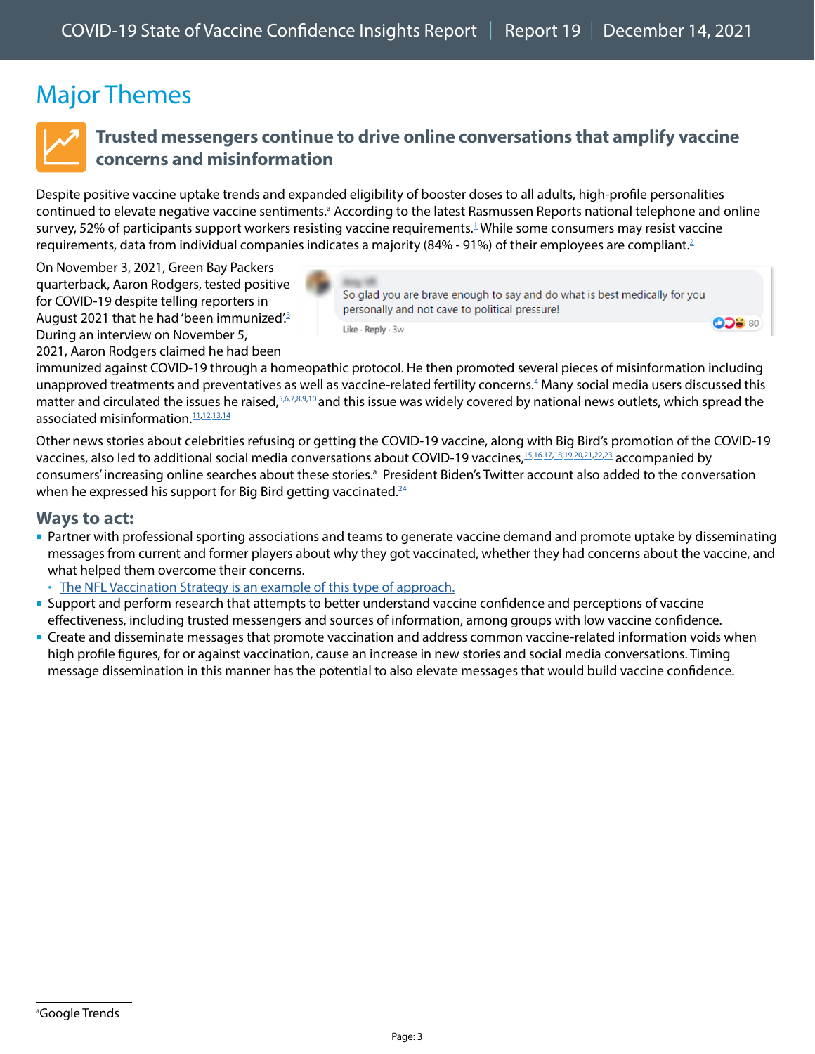# Major Themes

## Trusted messengers continue to drive online conversations that amplify vaccine concerns and misinformation

Despite positive vaccine uptake trends and expanded eligibility of booster doses to all adults, high-profile personalities continued to elevate negative vaccine sentiments.[a] According to the latest Rasmussen Reports national telephone and online survey, 52% of participants support workers resisting vaccine requirements.[1] While some consumers may resist vaccine requirements, data from individual companies indicates a majority (84% - 91%) of their employees are compliant.[2]

On November 3, 2021, Green Bay Packers quarterback, Aaron Rodgers, tested positive for COVID-19 despite telling reporters in August 2021 that he had 'been immunized'.[3] During an interview on November 5, 2021, Aaron Rodgers claimed he had been immunized against COVID-19 through a homeopathic protocol. He then promoted several pieces of misinformation including unapproved treatments and preventatives as well as vaccine-related fertility concerns.[4] Many social media users discussed this matter and circulated the issues he raised,[5,6,7,8,9,10] and this issue was widely covered by national news outlets, which spread the associated misinformation.[11,12,13,14]

> So glad you are brave enough to say and do what is best medically for you personally and not cave to political pressure!
>
> Like · Reply · 3w — 80

Other news stories about celebrities refusing or getting the COVID-19 vaccine, along with Big Bird's promotion of the COVID-19 vaccines, also led to additional social media conversations about COVID-19 vaccines,[15,16,17,18,19,20,21,22,23] accompanied by consumers' increasing online searches about these stories.[a] President Biden's Twitter account also added to the conversation when he expressed his support for Big Bird getting vaccinated.[24]

### Ways to act:

- Partner with professional sporting associations and teams to generate vaccine demand and promote uptake by disseminating messages from current and former players about why they got vaccinated, whether they had concerns about the vaccine, and what helped them overcome their concerns.
  - The NFL Vaccination Strategy is an example of this type of approach.
- Support and perform research that attempts to better understand vaccine confidence and perceptions of vaccine effectiveness, including trusted messengers and sources of information, among groups with low vaccine confidence.
- Create and disseminate messages that promote vaccination and address common vaccine-related information voids when high profile figures, for or against vaccination, cause an increase in new stories and social media conversations. Timing message dissemination in this manner has the potential to also elevate messages that would build vaccine confidence.

[a] Google Trends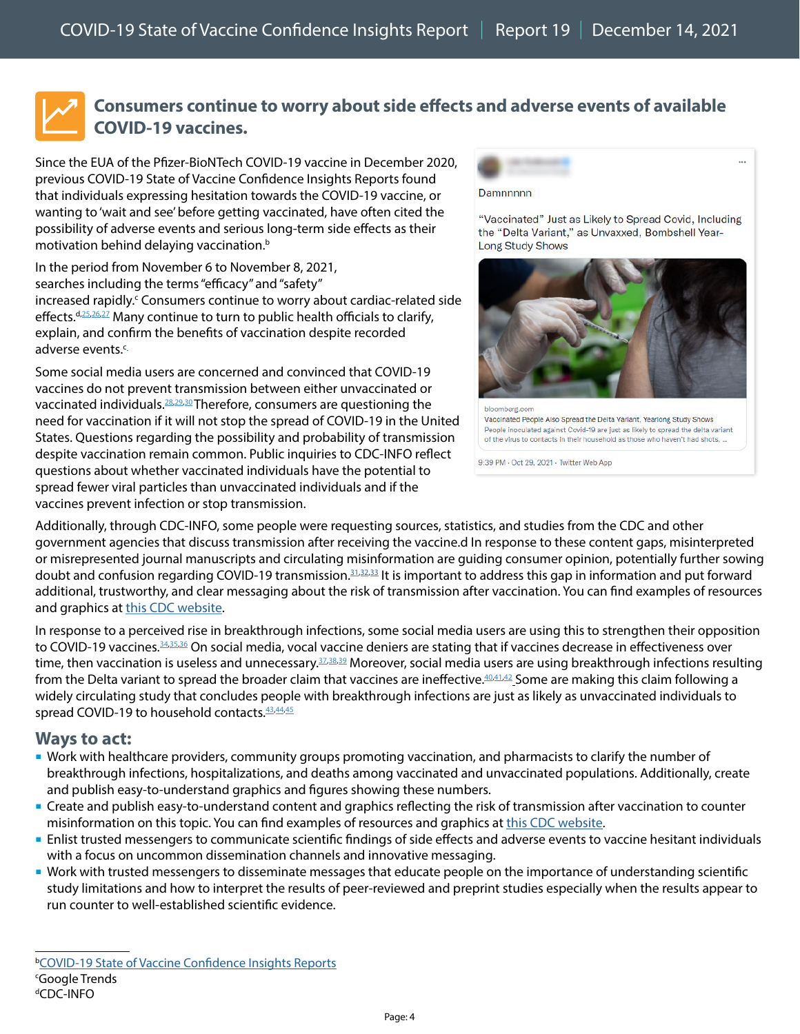## Consumers continue to worry about side effects and adverse events of available COVID-19 vaccines.

Since the EUA of the Pfizer-BioNTech COVID-19 vaccine in December 2020, previous COVID-19 State of Vaccine Confidence Insights Reports found that individuals expressing hesitation towards the COVID-19 vaccine, or wanting to 'wait and see' before getting vaccinated, have often cited the possibility of adverse events and serious long-term side effects as their motivation behind delaying vaccination.[b]

In the period from November 6 to November 8, 2021, searches including the terms "efficacy" and "safety" increased rapidly.[c] Consumers continue to worry about cardiac-related side effects.[d,25,26,27] Many continue to turn to public health officials to clarify, explain, and confirm the benefits of vaccination despite recorded adverse events.[c]

Some social media users are concerned and convinced that COVID-19 vaccines do not prevent transmission between either unvaccinated or vaccinated individuals.[28,29,30] Therefore, consumers are questioning the need for vaccination if it will not stop the spread of COVID-19 in the United States. Questions regarding the possibility and probability of transmission despite vaccination remain common. Public inquiries to CDC-INFO reflect questions about whether vaccinated individuals have the potential to spread fewer viral particles than unvaccinated individuals and if the vaccines prevent infection or stop transmission.

Damnnnnn

"Vaccinated" Just as Likely to Spread Covid, Including the "Delta Variant," as Unvaxxed, Bombshell Year-Long Study Shows

bloomberg.com
Vaccinated People Also Spread the Delta Variant, Yearlong Study Shows
People inoculated against Covid-19 are just as likely to spread the delta variant of the virus to contacts in their household as those who haven't had shots, ...

9:39 PM · Oct 29, 2021 · Twitter Web App

Additionally, through CDC-INFO, some people were requesting sources, statistics, and studies from the CDC and other government agencies that discuss transmission after receiving the vaccine.d In response to these content gaps, misinterpreted or misrepresented journal manuscripts and circulating misinformation are guiding consumer opinion, potentially further sowing doubt and confusion regarding COVID-19 transmission.[31,32,33] It is important to address this gap in information and put forward additional, trustworthy, and clear messaging about the risk of transmission after vaccination. You can find examples of resources and graphics at this CDC website.

In response to a perceived rise in breakthrough infections, some social media users are using this to strengthen their opposition to COVID-19 vaccines.[34,35,36] On social media, vocal vaccine deniers are stating that if vaccines decrease in effectiveness over time, then vaccination is useless and unnecessary.[37,38,39] Moreover, social media users are using breakthrough infections resulting from the Delta variant to spread the broader claim that vaccines are ineffective.[40,41,42] Some are making this claim following a widely circulating study that concludes people with breakthrough infections are just as likely as unvaccinated individuals to spread COVID-19 to household contacts.[43,44,45]

### Ways to act:

- Work with healthcare providers, community groups promoting vaccination, and pharmacists to clarify the number of breakthrough infections, hospitalizations, and deaths among vaccinated and unvaccinated populations. Additionally, create and publish easy-to-understand graphics and figures showing these numbers.
- Create and publish easy-to-understand content and graphics reflecting the risk of transmission after vaccination to counter misinformation on this topic. You can find examples of resources and graphics at this CDC website.
- Enlist trusted messengers to communicate scientific findings of side effects and adverse events to vaccine hesitant individuals with a focus on uncommon dissemination channels and innovative messaging.
- Work with trusted messengers to disseminate messages that educate people on the importance of understanding scientific study limitations and how to interpret the results of peer-reviewed and preprint studies especially when the results appear to run counter to well-established scientific evidence.

---

[b] COVID-19 State of Vaccine Confidence Insights Reports
[c] Google Trends
[d] CDC-INFO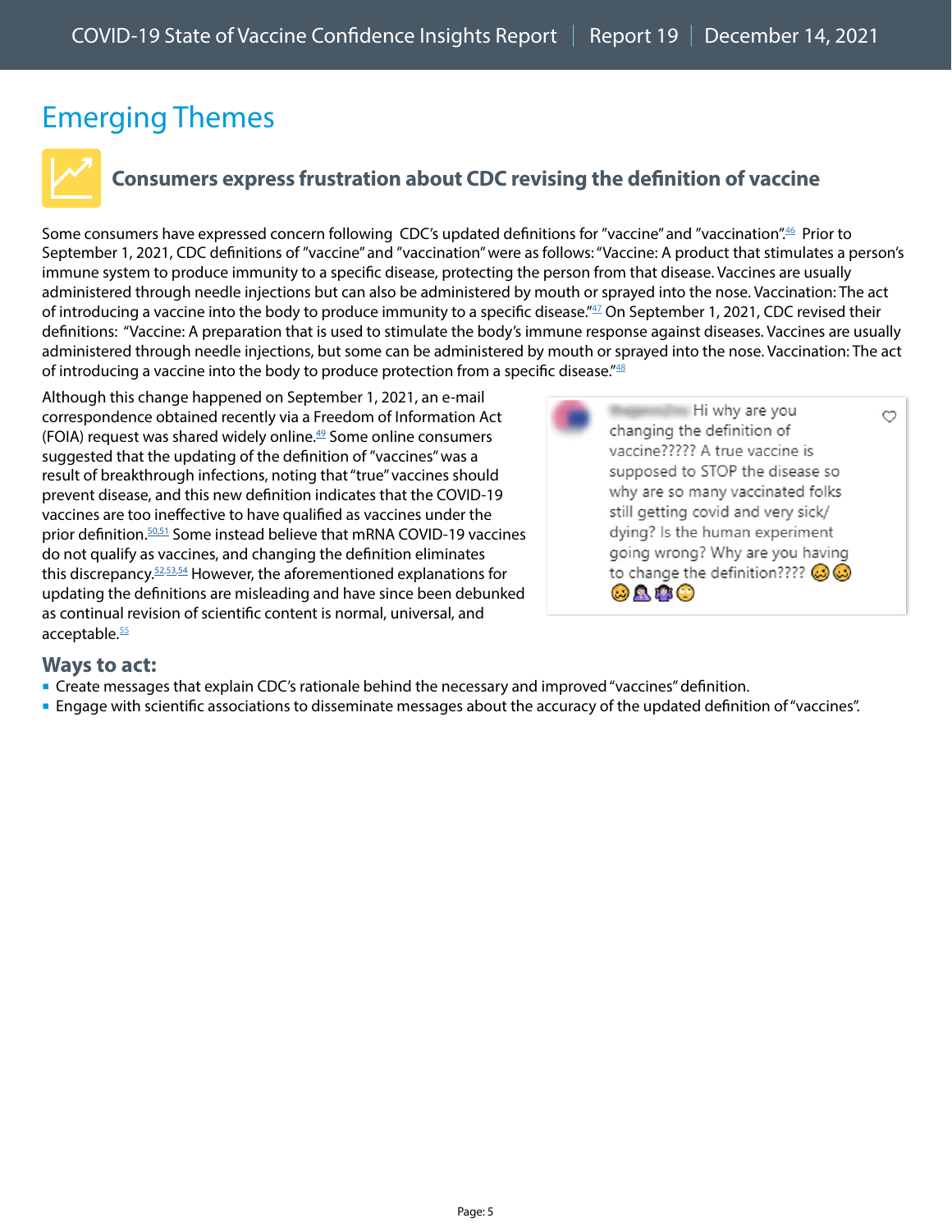# Emerging Themes

## Consumers express frustration about CDC revising the definition of vaccine

Some consumers have expressed concern following CDC's updated definitions for "vaccine" and "vaccination".[46] Prior to September 1, 2021, CDC definitions of "vaccine" and "vaccination" were as follows: "Vaccine: A product that stimulates a person's immune system to produce immunity to a specific disease, protecting the person from that disease. Vaccines are usually administered through needle injections but can also be administered by mouth or sprayed into the nose. Vaccination: The act of introducing a vaccine into the body to produce immunity to a specific disease."[47] On September 1, 2021, CDC revised their definitions: "Vaccine: A preparation that is used to stimulate the body's immune response against diseases. Vaccines are usually administered through needle injections, but some can be administered by mouth or sprayed into the nose. Vaccination: The act of introducing a vaccine into the body to produce protection from a specific disease."[48]

Although this change happened on September 1, 2021, an e-mail correspondence obtained recently via a Freedom of Information Act (FOIA) request was shared widely online.[49] Some online consumers suggested that the updating of the definition of "vaccines" was a result of breakthrough infections, noting that "true" vaccines should prevent disease, and this new definition indicates that the COVID-19 vaccines are too ineffective to have qualified as vaccines under the prior definition.[50,51] Some instead believe that mRNA COVID-19 vaccines do not qualify as vaccines, and changing the definition eliminates this discrepancy.[52,53,54] However, the aforementioned explanations for updating the definitions are misleading and have since been debunked as continual revision of scientific content is normal, universal, and acceptable.[55]

> Hi why are you changing the definition of vaccine????? A true vaccine is supposed to STOP the disease so why are so many vaccinated folks still getting covid and very sick/ dying? Is the human experiment going wrong? Why are you having to change the definition???? 😟😟😟🤦‍♀️🤷‍♀️🙄

### Ways to act:

- Create messages that explain CDC's rationale behind the necessary and improved "vaccines" definition.
- Engage with scientific associations to disseminate messages about the accuracy of the updated definition of "vaccines".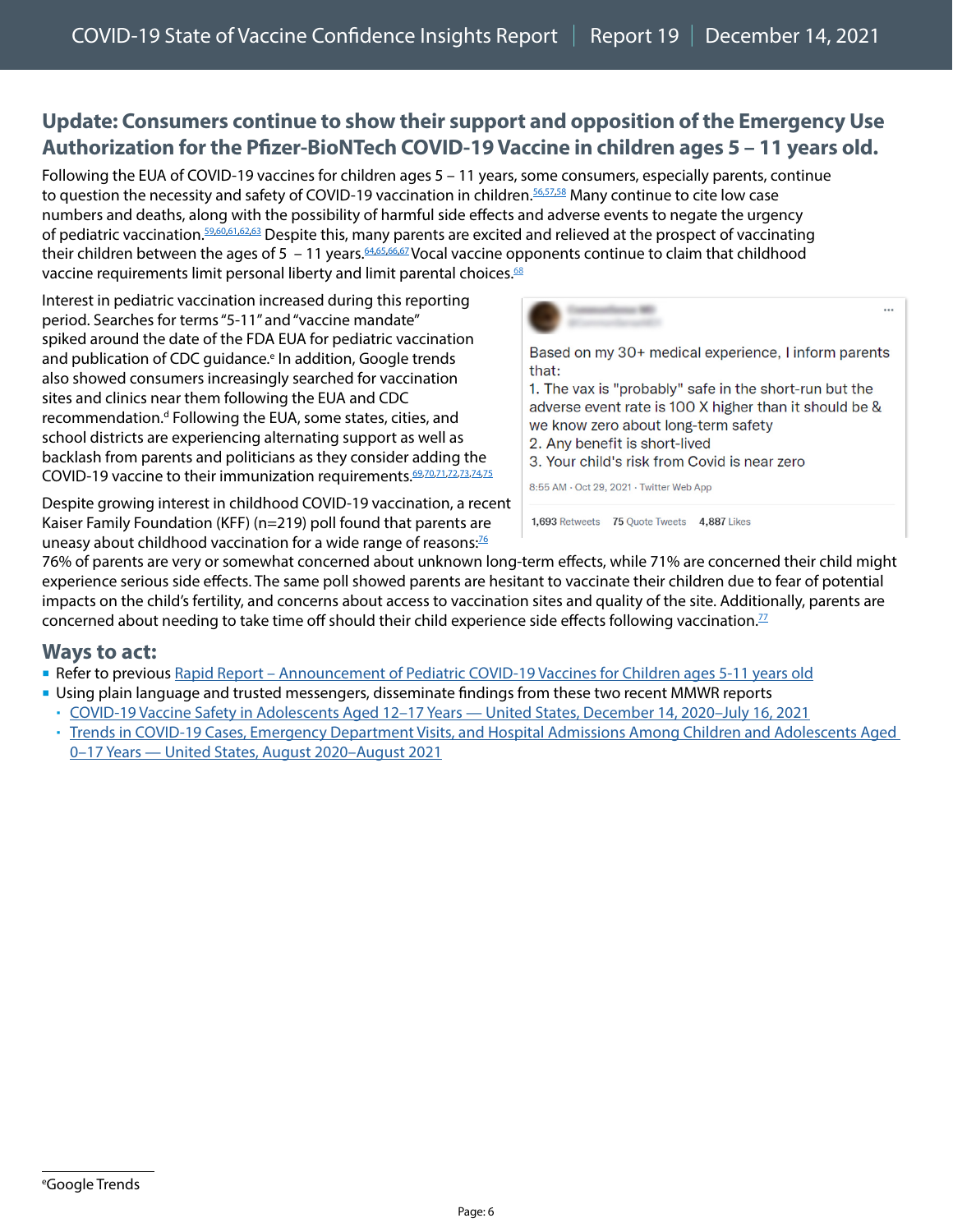## Update: Consumers continue to show their support and opposition of the Emergency Use Authorization for the Pfizer-BioNTech COVID-19 Vaccine in children ages 5 – 11 years old.

Following the EUA of COVID-19 vaccines for children ages 5 – 11 years, some consumers, especially parents, continue to question the necessity and safety of COVID-19 vaccination in children.[56,57,58] Many continue to cite low case numbers and deaths, along with the possibility of harmful side effects and adverse events to negate the urgency of pediatric vaccination.[59,60,61,62,63] Despite this, many parents are excited and relieved at the prospect of vaccinating their children between the ages of 5 – 11 years.[64,65,66,67] Vocal vaccine opponents continue to claim that childhood vaccine requirements limit personal liberty and limit parental choices.[68]

Interest in pediatric vaccination increased during this reporting period. Searches for terms "5-11" and "vaccine mandate" spiked around the date of the FDA EUA for pediatric vaccination and publication of CDC guidance.[e] In addition, Google trends also showed consumers increasingly searched for vaccination sites and clinics near them following the EUA and CDC recommendation.[d] Following the EUA, some states, cities, and school districts are experiencing alternating support as well as backlash from parents and politicians as they consider adding the COVID-19 vaccine to their immunization requirements.[69,70,71,72,73,74,75]

> Based on my 30+ medical experience, I inform parents that:
> 1. The vax is "probably" safe in the short-run but the adverse event rate is 100 X higher than it should be & we know zero about long-term safety
> 2. Any benefit is short-lived
> 3. Your child's risk from Covid is near zero
>
> 8:55 AM · Oct 29, 2021 · Twitter Web App
>
> 1,693 Retweets 75 Quote Tweets 4,887 Likes

Despite growing interest in childhood COVID-19 vaccination, a recent Kaiser Family Foundation (KFF) (n=219) poll found that parents are uneasy about childhood vaccination for a wide range of reasons:[76] 76% of parents are very or somewhat concerned about unknown long-term effects, while 71% are concerned their child might experience serious side effects. The same poll showed parents are hesitant to vaccinate their children due to fear of potential impacts on the child's fertility, and concerns about access to vaccination sites and quality of the site. Additionally, parents are concerned about needing to take time off should their child experience side effects following vaccination.[77]

### Ways to act:

- Refer to previous Rapid Report – Announcement of Pediatric COVID-19 Vaccines for Children ages 5-11 years old
- Using plain language and trusted messengers, disseminate findings from these two recent MMWR reports
  - COVID-19 Vaccine Safety in Adolescents Aged 12–17 Years — United States, December 14, 2020–July 16, 2021
  - Trends in COVID-19 Cases, Emergency Department Visits, and Hospital Admissions Among Children and Adolescents Aged 0–17 Years — United States, August 2020–August 2021

---

[e] Google Trends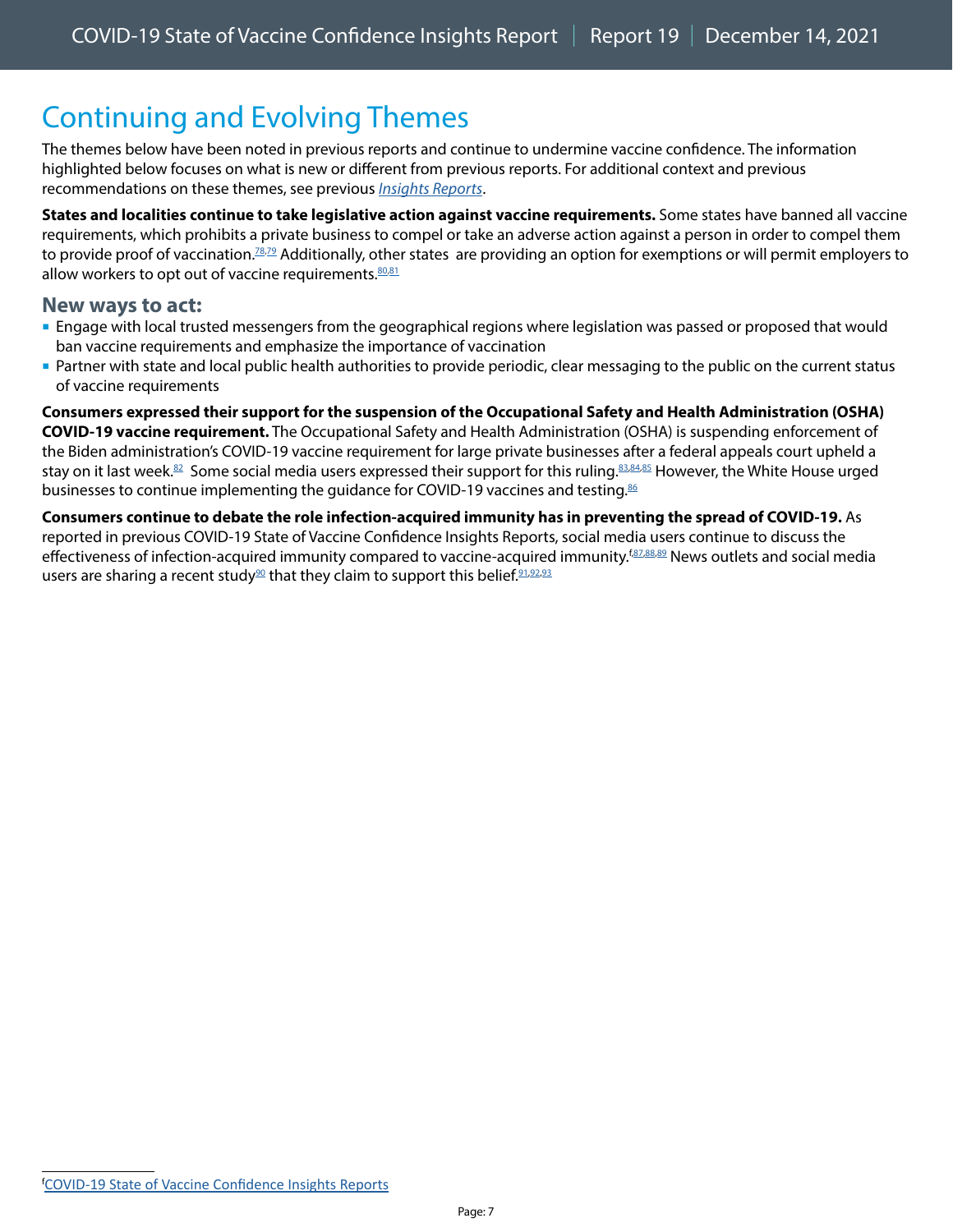# Continuing and Evolving Themes

The themes below have been noted in previous reports and continue to undermine vaccine confidence. The information highlighted below focuses on what is new or different from previous reports. For additional context and previous recommendations on these themes, see previous *Insights Reports*.

**States and localities continue to take legislative action against vaccine requirements.** Some states have banned all vaccine requirements, which prohibits a private business to compel or take an adverse action against a person in order to compel them to provide proof of vaccination.[78,79] Additionally, other states are providing an option for exemptions or will permit employers to allow workers to opt out of vaccine requirements.[80,81]

## New ways to act:

- Engage with local trusted messengers from the geographical regions where legislation was passed or proposed that would ban vaccine requirements and emphasize the importance of vaccination
- Partner with state and local public health authorities to provide periodic, clear messaging to the public on the current status of vaccine requirements

**Consumers expressed their support for the suspension of the Occupational Safety and Health Administration (OSHA) COVID-19 vaccine requirement.** The Occupational Safety and Health Administration (OSHA) is suspending enforcement of the Biden administration's COVID-19 vaccine requirement for large private businesses after a federal appeals court upheld a stay on it last week.[82] Some social media users expressed their support for this ruling.[83,84,85] However, the White House urged businesses to continue implementing the guidance for COVID-19 vaccines and testing.[86]

**Consumers continue to debate the role infection-acquired immunity has in preventing the spread of COVID-19.** As reported in previous COVID-19 State of Vaccine Confidence Insights Reports, social media users continue to discuss the effectiveness of infection-acquired immunity compared to vaccine-acquired immunity.[f,87,88,89] News outlets and social media users are sharing a recent study[90] that they claim to support this belief.[91,92,93]

[f] COVID-19 State of Vaccine Confidence Insights Reports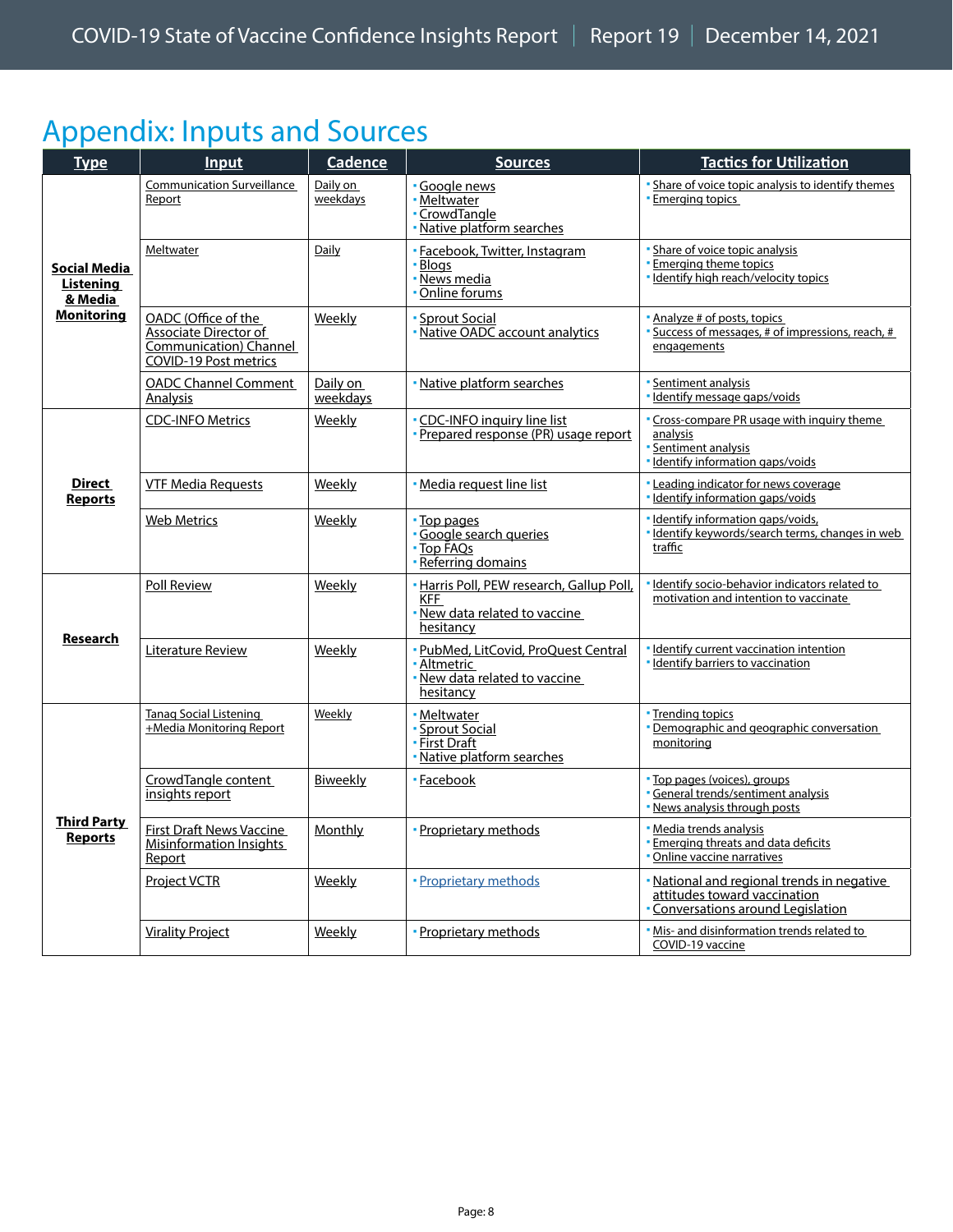# Appendix: Inputs and Sources

| Type | Input | Cadence | Sources | Tactics for Utilization |
|---|---|---|---|---|
| Social Media Listening & Media Monitoring | Communication Surveillance Report | Daily on weekdays | • Google news<br>• Meltwater<br>• CrowdTangle<br>• Native platform searches | • Share of voice topic analysis to identify themes<br>• Emerging topics |
| | Meltwater | Daily | • Facebook, Twitter, Instagram<br>• Blogs<br>• News media<br>• Online forums | • Share of voice topic analysis<br>• Emerging theme topics<br>• Identify high reach/velocity topics |
| | OADC (Office of the Associate Director of Communication) Channel COVID-19 Post metrics | Weekly | • Sprout Social<br>• Native OADC account analytics | • Analyze # of posts, topics<br>• Success of messages, # of impressions, reach, # engagements |
| | OADC Channel Comment Analysis | Daily on weekdays | • Native platform searches | • Sentiment analysis<br>• Identify message gaps/voids |
| Direct Reports | CDC-INFO Metrics | Weekly | • CDC-INFO inquiry line list<br>• Prepared response (PR) usage report | • Cross-compare PR usage with inquiry theme analysis<br>• Sentiment analysis<br>• Identify information gaps/voids |
| | VTF Media Requests | Weekly | • Media request line list | • Leading indicator for news coverage<br>• Identify information gaps/voids |
| | Web Metrics | Weekly | • Top pages<br>• Google search queries<br>• Top FAQs<br>• Referring domains | • Identify information gaps/voids,<br>• Identify keywords/search terms, changes in web traffic |
| Research | Poll Review | Weekly | • Harris Poll, PEW research, Gallup Poll, KFF<br>• New data related to vaccine hesitancy | • Identify socio-behavior indicators related to motivation and intention to vaccinate |
| | Literature Review | Weekly | • PubMed, LitCovid, ProQuest Central<br>• Altmetric<br>• New data related to vaccine hesitancy | • Identify current vaccination intention<br>• Identify barriers to vaccination |
| Third Party Reports | Tanaq Social Listening +Media Monitoring Report | Weekly | • Meltwater<br>• Sprout Social<br>• First Draft<br>• Native platform searches | • Trending topics<br>• Demographic and geographic conversation monitoring |
| | CrowdTangle content insights report | Biweekly | • Facebook | • Top pages (voices), groups<br>• General trends/sentiment analysis<br>• News analysis through posts |
| | First Draft News Vaccine Misinformation Insights Report | Monthly | • Proprietary methods | • Media trends analysis<br>• Emerging threats and data deficits<br>• Online vaccine narratives |
| | Project VCTR | Weekly | • Proprietary methods | • National and regional trends in negative attitudes toward vaccination<br>• Conversations around Legislation |
| | Virality Project | Weekly | • Proprietary methods | • Mis- and disinformation trends related to COVID-19 vaccine |